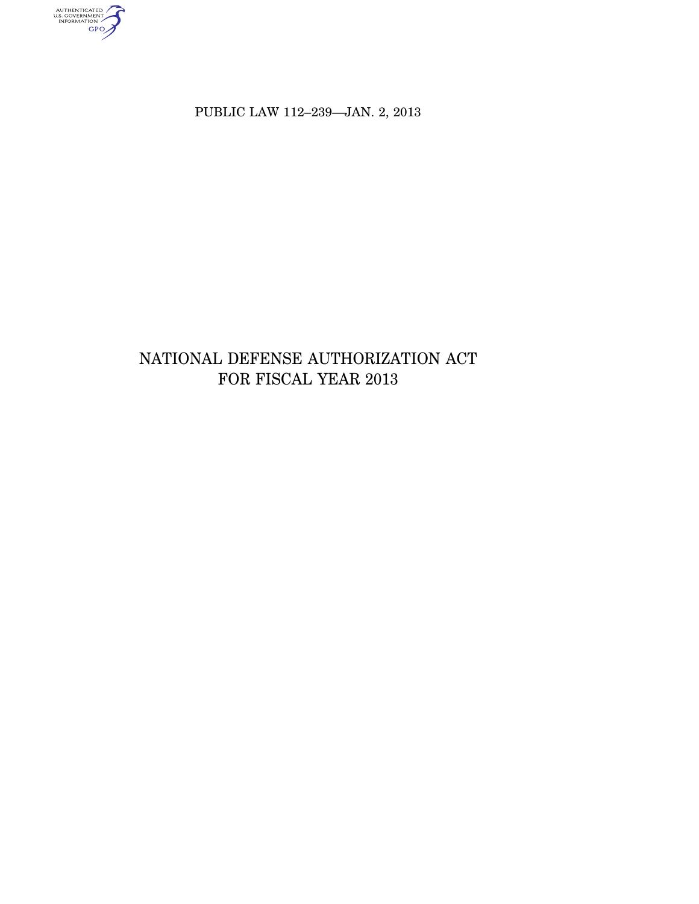PUBLIC LAW 112–239—JAN. 2, 2013

# NATIONAL DEFENSE AUTHORIZATION ACT FOR FISCAL YEAR 2013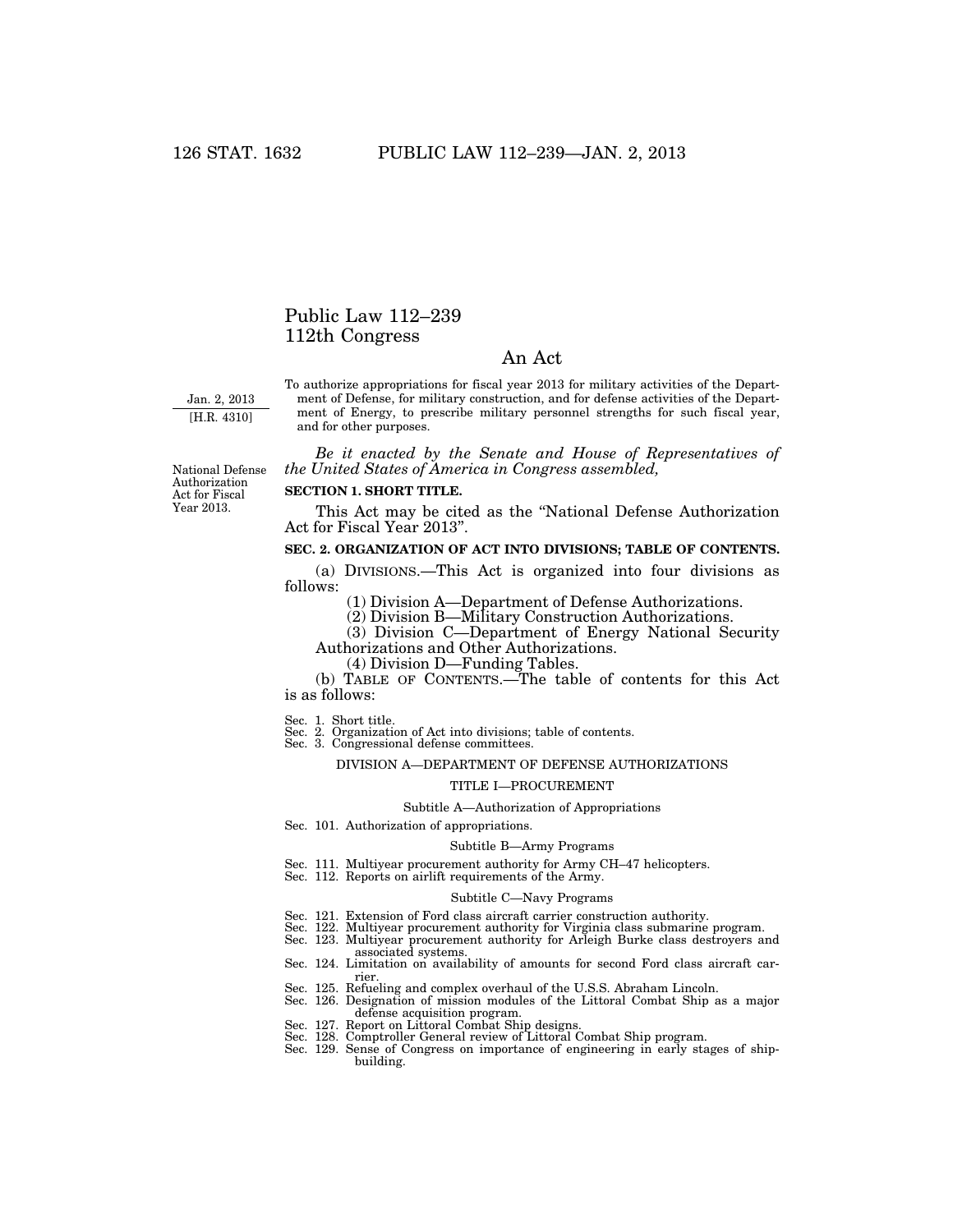# Public Law 112–239
# 112th Congress

## An Act

Jan. 2, 2013
[H.R. 4310]

To authorize appropriations for fiscal year 2013 for military activities of the Department of Defense, for military construction, and for defense activities of the Department of Energy, to prescribe military personnel strengths for such fiscal year, and for other purposes.

*Be it enacted by the Senate and House of Representatives of the United States of America in Congress assembled,*

National Defense Authorization Act for Fiscal Year 2013.

**SECTION 1. SHORT TITLE.**

This Act may be cited as the "National Defense Authorization Act for Fiscal Year 2013".

**SEC. 2. ORGANIZATION OF ACT INTO DIVISIONS; TABLE OF CONTENTS.**

(a) DIVISIONS.—This Act is organized into four divisions as follows:

(1) Division A—Department of Defense Authorizations.

(2) Division B—Military Construction Authorizations.

(3) Division C—Department of Energy National Security Authorizations and Other Authorizations.

(4) Division D—Funding Tables.

(b) TABLE OF CONTENTS.—The table of contents for this Act is as follows:

Sec. 1. Short title.
Sec. 2. Organization of Act into divisions; table of contents.
Sec. 3. Congressional defense committees.

DIVISION A—DEPARTMENT OF DEFENSE AUTHORIZATIONS

TITLE I—PROCUREMENT

Subtitle A—Authorization of Appropriations

Sec. 101. Authorization of appropriations.

Subtitle B—Army Programs

Sec. 111. Multiyear procurement authority for Army CH–47 helicopters.
Sec. 112. Reports on airlift requirements of the Army.

Subtitle C—Navy Programs

Sec. 121. Extension of Ford class aircraft carrier construction authority.
Sec. 122. Multiyear procurement authority for Virginia class submarine program.
Sec. 123. Multiyear procurement authority for Arleigh Burke class destroyers and associated systems.
Sec. 124. Limitation on availability of amounts for second Ford class aircraft carrier.
Sec. 125. Refueling and complex overhaul of the U.S.S. Abraham Lincoln.
Sec. 126. Designation of mission modules of the Littoral Combat Ship as a major defense acquisition program.
Sec. 127. Report on Littoral Combat Ship designs.
Sec. 128. Comptroller General review of Littoral Combat Ship program.
Sec. 129. Sense of Congress on importance of engineering in early stages of shipbuilding.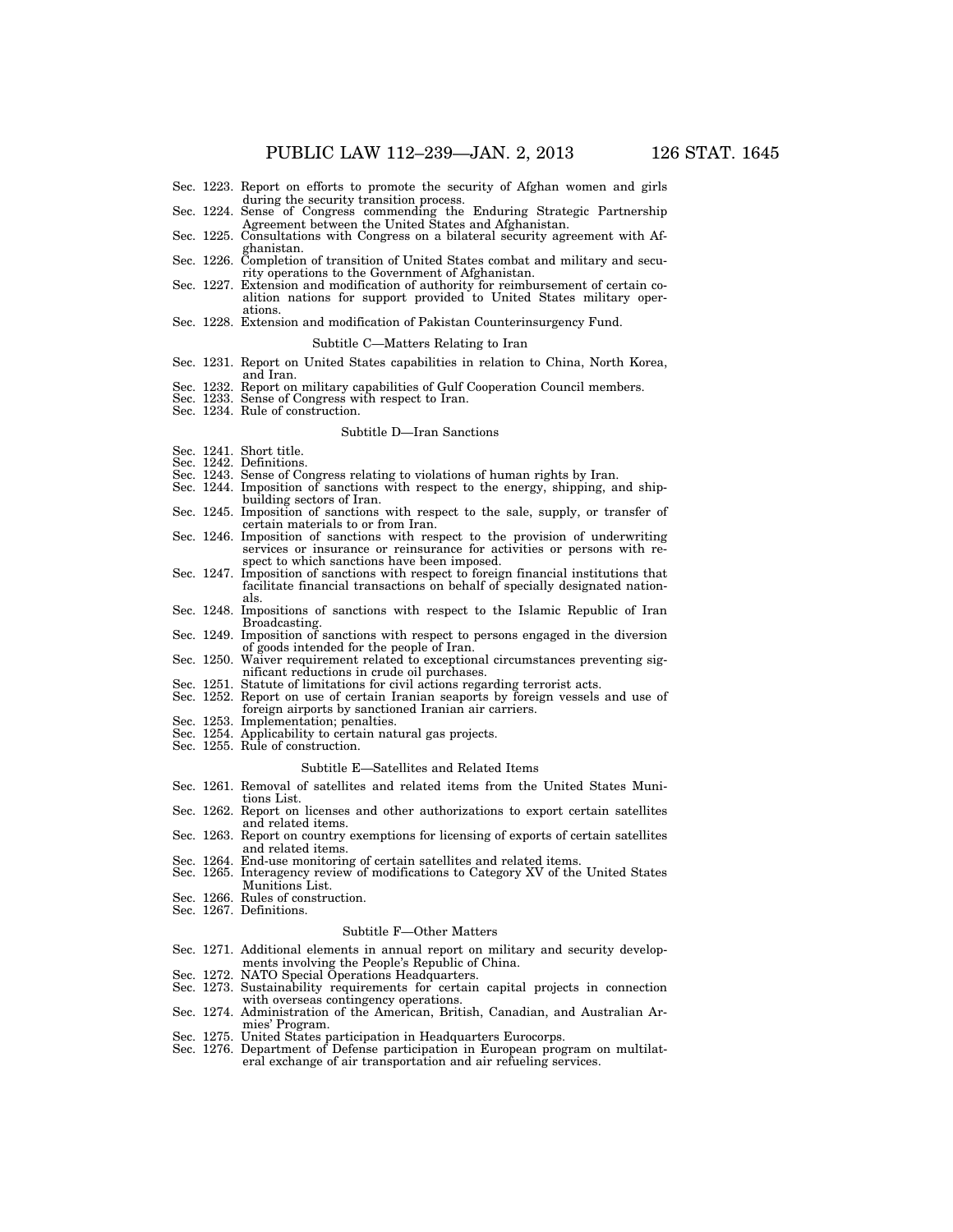Sec. 1223. Report on efforts to promote the security of Afghan women and girls during the security transition process.
Sec. 1224. Sense of Congress commending the Enduring Strategic Partnership Agreement between the United States and Afghanistan.
Sec. 1225. Consultations with Congress on a bilateral security agreement with Afghanistan.
Sec. 1226. Completion of transition of United States combat and military and security operations to the Government of Afghanistan.
Sec. 1227. Extension and modification of authority for reimbursement of certain coalition nations for support provided to United States military operations.
Sec. 1228. Extension and modification of Pakistan Counterinsurgency Fund.

### Subtitle C—Matters Relating to Iran

Sec. 1231. Report on United States capabilities in relation to China, North Korea, and Iran.
Sec. 1232. Report on military capabilities of Gulf Cooperation Council members.
Sec. 1233. Sense of Congress with respect to Iran.
Sec. 1234. Rule of construction.

### Subtitle D—Iran Sanctions

Sec. 1241. Short title.
Sec. 1242. Definitions.
Sec. 1243. Sense of Congress relating to violations of human rights by Iran.
Sec. 1244. Imposition of sanctions with respect to the energy, shipping, and shipbuilding sectors of Iran.
Sec. 1245. Imposition of sanctions with respect to the sale, supply, or transfer of certain materials to or from Iran.
Sec. 1246. Imposition of sanctions with respect to the provision of underwriting services or insurance or reinsurance for activities or persons with respect to which sanctions have been imposed.
Sec. 1247. Imposition of sanctions with respect to foreign financial institutions that facilitate financial transactions on behalf of specially designated nationals.
Sec. 1248. Impositions of sanctions with respect to the Islamic Republic of Iran Broadcasting.
Sec. 1249. Imposition of sanctions with respect to persons engaged in the diversion of goods intended for the people of Iran.
Sec. 1250. Waiver requirement related to exceptional circumstances preventing significant reductions in crude oil purchases.
Sec. 1251. Statute of limitations for civil actions regarding terrorist acts.
Sec. 1252. Report on use of certain Iranian seaports by foreign vessels and use of foreign airports by sanctioned Iranian air carriers.
Sec. 1253. Implementation; penalties.
Sec. 1254. Applicability to certain natural gas projects.
Sec. 1255. Rule of construction.

### Subtitle E—Satellites and Related Items

Sec. 1261. Removal of satellites and related items from the United States Munitions List.
Sec. 1262. Report on licenses and other authorizations to export certain satellites and related items.
Sec. 1263. Report on country exemptions for licensing of exports of certain satellites and related items.
Sec. 1264. End-use monitoring of certain satellites and related items.
Sec. 1265. Interagency review of modifications to Category XV of the United States Munitions List.
Sec. 1266. Rules of construction.
Sec. 1267. Definitions.

### Subtitle F—Other Matters

Sec. 1271. Additional elements in annual report on military and security developments involving the People's Republic of China.
Sec. 1272. NATO Special Operations Headquarters.
Sec. 1273. Sustainability requirements for certain capital projects in connection with overseas contingency operations.
Sec. 1274. Administration of the American, British, Canadian, and Australian Armies' Program.
Sec. 1275. United States participation in Headquarters Eurocorps.
Sec. 1276. Department of Defense participation in European program on multilateral exchange of air transportation and air refueling services.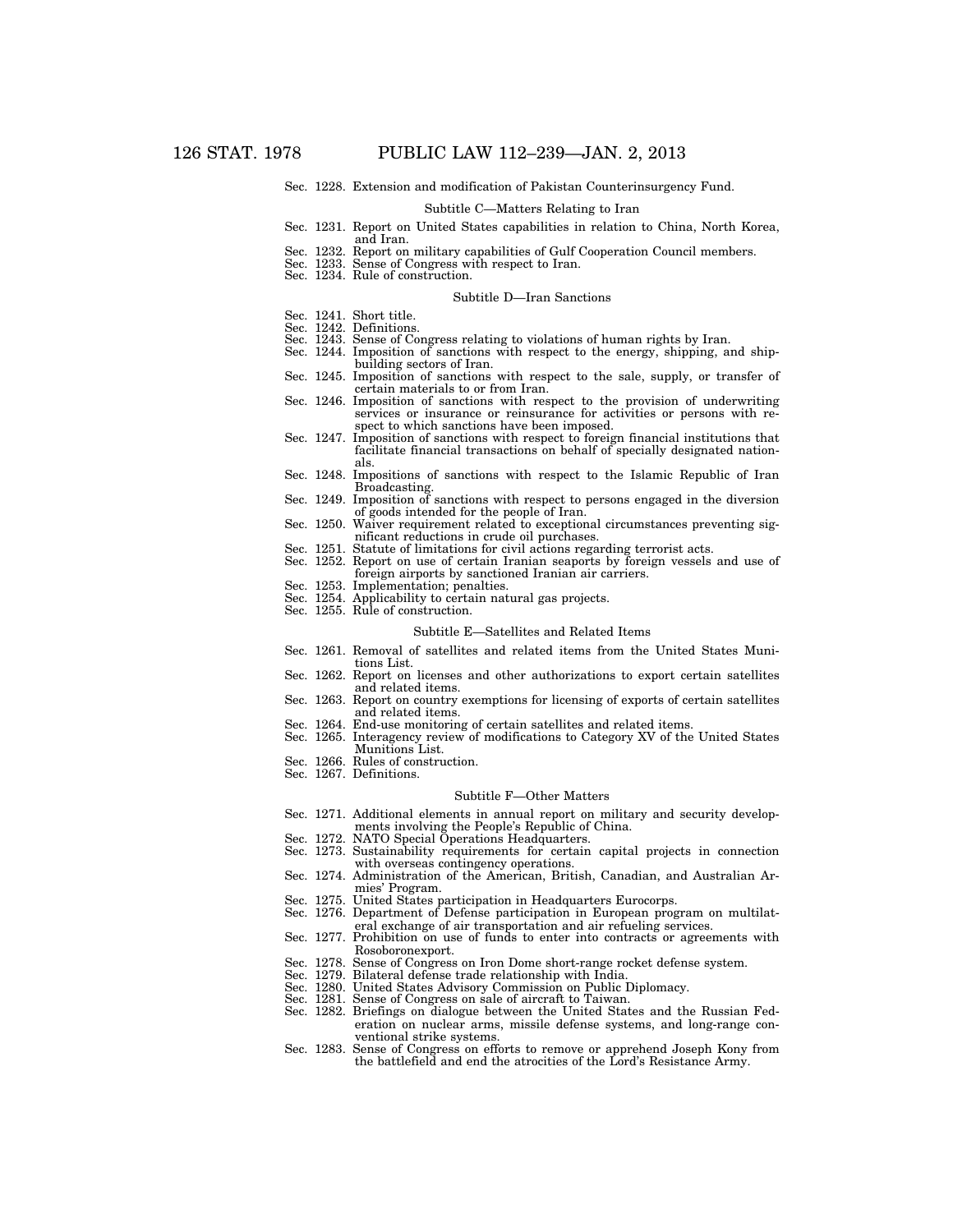Sec. 1228. Extension and modification of Pakistan Counterinsurgency Fund.

Subtitle C—Matters Relating to Iran

Sec. 1231. Report on United States capabilities in relation to China, North Korea, and Iran.
Sec. 1232. Report on military capabilities of Gulf Cooperation Council members.
Sec. 1233. Sense of Congress with respect to Iran.
Sec. 1234. Rule of construction.

Subtitle D—Iran Sanctions

Sec. 1241. Short title.
Sec. 1242. Definitions.
Sec. 1243. Sense of Congress relating to violations of human rights by Iran.
Sec. 1244. Imposition of sanctions with respect to the energy, shipping, and shipbuilding sectors of Iran.
Sec. 1245. Imposition of sanctions with respect to the sale, supply, or transfer of certain materials to or from Iran.
Sec. 1246. Imposition of sanctions with respect to the provision of underwriting services or insurance or reinsurance for activities or persons with respect to which sanctions have been imposed.
Sec. 1247. Imposition of sanctions with respect to foreign financial institutions that facilitate financial transactions on behalf of specially designated nationals.
Sec. 1248. Impositions of sanctions with respect to the Islamic Republic of Iran Broadcasting.
Sec. 1249. Imposition of sanctions with respect to persons engaged in the diversion of goods intended for the people of Iran.
Sec. 1250. Waiver requirement related to exceptional circumstances preventing significant reductions in crude oil purchases.
Sec. 1251. Statute of limitations for civil actions regarding terrorist acts.
Sec. 1252. Report on use of certain Iranian seaports by foreign vessels and use of foreign airports by sanctioned Iranian air carriers.
Sec. 1253. Implementation; penalties.
Sec. 1254. Applicability to certain natural gas projects.
Sec. 1255. Rule of construction.

Subtitle E—Satellites and Related Items

Sec. 1261. Removal of satellites and related items from the United States Munitions List.
Sec. 1262. Report on licenses and other authorizations to export certain satellites and related items.
Sec. 1263. Report on country exemptions for licensing of exports of certain satellites and related items.
Sec. 1264. End-use monitoring of certain satellites and related items.
Sec. 1265. Interagency review of modifications to Category XV of the United States Munitions List.
Sec. 1266. Rules of construction.
Sec. 1267. Definitions.

Subtitle F—Other Matters

Sec. 1271. Additional elements in annual report on military and security developments involving the People's Republic of China.
Sec. 1272. NATO Special Operations Headquarters.
Sec. 1273. Sustainability requirements for certain capital projects in connection with overseas contingency operations.
Sec. 1274. Administration of the American, British, Canadian, and Australian Armies' Program.
Sec. 1275. United States participation in Headquarters Eurocorps.
Sec. 1276. Department of Defense participation in European program on multilateral exchange of air transportation and air refueling services.
Sec. 1277. Prohibition on use of funds to enter into contracts or agreements with Rosoboronexport.
Sec. 1278. Sense of Congress on Iron Dome short-range rocket defense system.
Sec. 1279. Bilateral defense trade relationship with India.
Sec. 1280. United States Advisory Commission on Public Diplomacy.
Sec. 1281. Sense of Congress on sale of aircraft to Taiwan.
Sec. 1282. Briefings on dialogue between the United States and the Russian Federation on nuclear arms, missile defense systems, and long-range conventional strike systems.
Sec. 1283. Sense of Congress on efforts to remove or apprehend Joseph Kony from the battlefield and end the atrocities of the Lord's Resistance Army.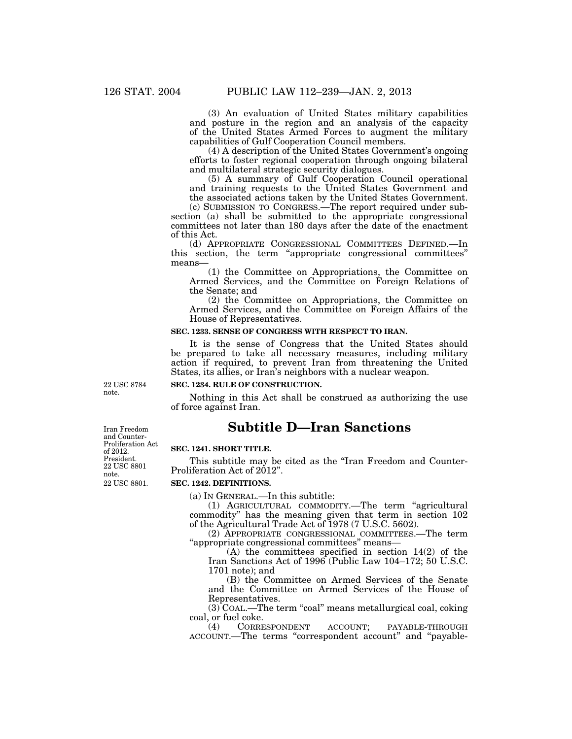(3) An evaluation of United States military capabilities and posture in the region and an analysis of the capacity of the United States Armed Forces to augment the military capabilities of Gulf Cooperation Council members.

(4) A description of the United States Government's ongoing efforts to foster regional cooperation through ongoing bilateral and multilateral strategic security dialogues.

(5) A summary of Gulf Cooperation Council operational and training requests to the United States Government and the associated actions taken by the United States Government.

(c) SUBMISSION TO CONGRESS.—The report required under subsection (a) shall be submitted to the appropriate congressional committees not later than 180 days after the date of the enactment of this Act.

(d) APPROPRIATE CONGRESSIONAL COMMITTEES DEFINED.—In this section, the term "appropriate congressional committees" means—

(1) the Committee on Appropriations, the Committee on Armed Services, and the Committee on Foreign Relations of the Senate; and

(2) the Committee on Appropriations, the Committee on Armed Services, and the Committee on Foreign Affairs of the House of Representatives.

**SEC. 1233. SENSE OF CONGRESS WITH RESPECT TO IRAN.**

It is the sense of Congress that the United States should be prepared to take all necessary measures, including military action if required, to prevent Iran from threatening the United States, its allies, or Iran's neighbors with a nuclear weapon.

22 USC 8784 note.

**SEC. 1234. RULE OF CONSTRUCTION.**

Nothing in this Act shall be construed as authorizing the use of force against Iran.

## Subtitle D—Iran Sanctions

Iran Freedom and Counter-Proliferation Act of 2012. President. 22 USC 8801 note.

**SEC. 1241. SHORT TITLE.**

This subtitle may be cited as the "Iran Freedom and Counter-Proliferation Act of 2012".

22 USC 8801.

**SEC. 1242. DEFINITIONS.**

(a) IN GENERAL.—In this subtitle:

(1) AGRICULTURAL COMMODITY.—The term "agricultural commodity" has the meaning given that term in section 102 of the Agricultural Trade Act of 1978 (7 U.S.C. 5602).

(2) APPROPRIATE CONGRESSIONAL COMMITTEES.—The term "appropriate congressional committees" means—

(A) the committees specified in section 14(2) of the Iran Sanctions Act of 1996 (Public Law 104–172; 50 U.S.C. 1701 note); and

(B) the Committee on Armed Services of the Senate and the Committee on Armed Services of the House of Representatives.

(3) COAL.—The term "coal" means metallurgical coal, coking coal, or fuel coke.

(4) CORRESPONDENT ACCOUNT; PAYABLE-THROUGH ACCOUNT.—The terms "correspondent account" and "payable-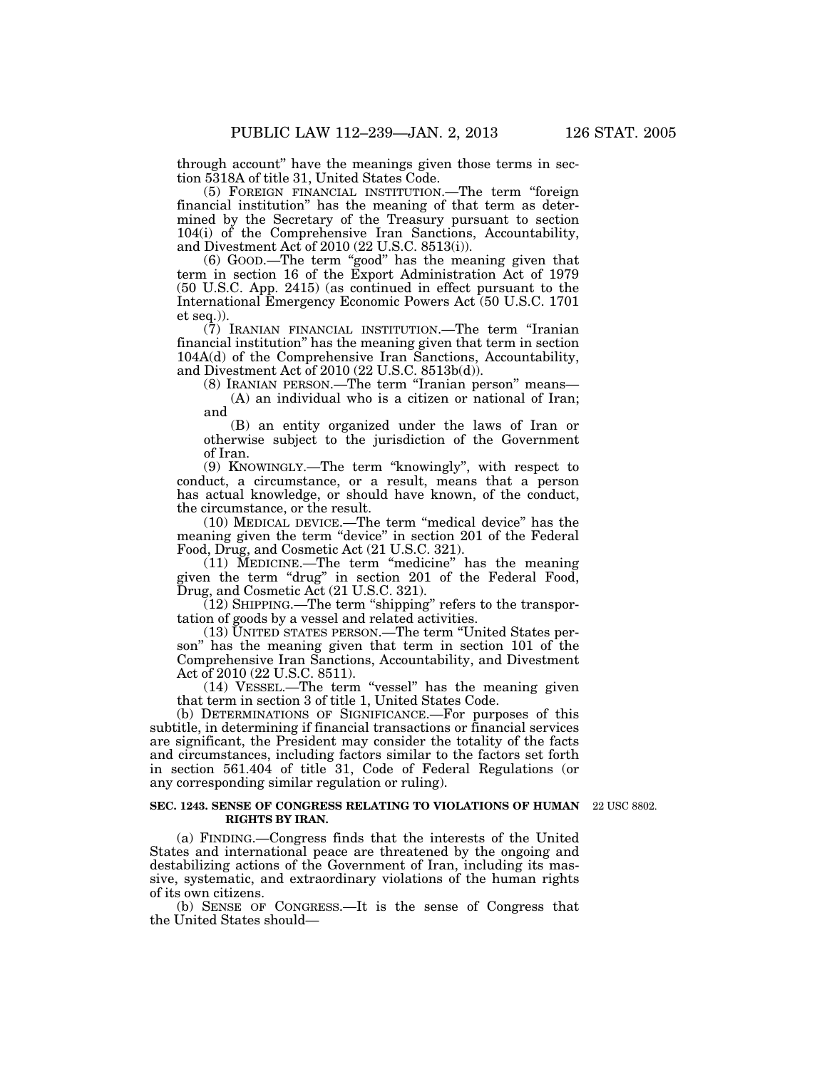through account" have the meanings given those terms in section 5318A of title 31, United States Code.

(5) FOREIGN FINANCIAL INSTITUTION.—The term "foreign financial institution" has the meaning of that term as determined by the Secretary of the Treasury pursuant to section 104(i) of the Comprehensive Iran Sanctions, Accountability, and Divestment Act of 2010 (22 U.S.C. 8513(i)).

(6) GOOD.—The term "good" has the meaning given that term in section 16 of the Export Administration Act of 1979 (50 U.S.C. App. 2415) (as continued in effect pursuant to the International Emergency Economic Powers Act (50 U.S.C. 1701 et seq.)).

(7) IRANIAN FINANCIAL INSTITUTION.—The term "Iranian financial institution" has the meaning given that term in section 104A(d) of the Comprehensive Iran Sanctions, Accountability, and Divestment Act of 2010 (22 U.S.C. 8513b(d)).

(8) IRANIAN PERSON.—The term "Iranian person" means—

(A) an individual who is a citizen or national of Iran; and

(B) an entity organized under the laws of Iran or otherwise subject to the jurisdiction of the Government of Iran.

(9) KNOWINGLY.—The term "knowingly", with respect to conduct, a circumstance, or a result, means that a person has actual knowledge, or should have known, of the conduct, the circumstance, or the result.

(10) MEDICAL DEVICE.—The term "medical device" has the meaning given the term "device" in section 201 of the Federal Food, Drug, and Cosmetic Act (21 U.S.C. 321).

(11) MEDICINE.—The term "medicine" has the meaning given the term "drug" in section 201 of the Federal Food, Drug, and Cosmetic Act (21 U.S.C. 321).

(12) SHIPPING.—The term "shipping" refers to the transportation of goods by a vessel and related activities.

(13) UNITED STATES PERSON.—The term "United States person" has the meaning given that term in section 101 of the Comprehensive Iran Sanctions, Accountability, and Divestment Act of 2010 (22 U.S.C. 8511).

(14) VESSEL.—The term "vessel" has the meaning given that term in section 3 of title 1, United States Code.

(b) DETERMINATIONS OF SIGNIFICANCE.—For purposes of this subtitle, in determining if financial transactions or financial services are significant, the President may consider the totality of the facts and circumstances, including factors similar to the factors set forth in section 561.404 of title 31, Code of Federal Regulations (or any corresponding similar regulation or ruling).

### SEC. 1243. SENSE OF CONGRESS RELATING TO VIOLATIONS OF HUMAN RIGHTS BY IRAN.

22 USC 8802.

(a) FINDING.—Congress finds that the interests of the United States and international peace are threatened by the ongoing and destabilizing actions of the Government of Iran, including its massive, systematic, and extraordinary violations of the human rights of its own citizens.

(b) SENSE OF CONGRESS.—It is the sense of Congress that the United States should—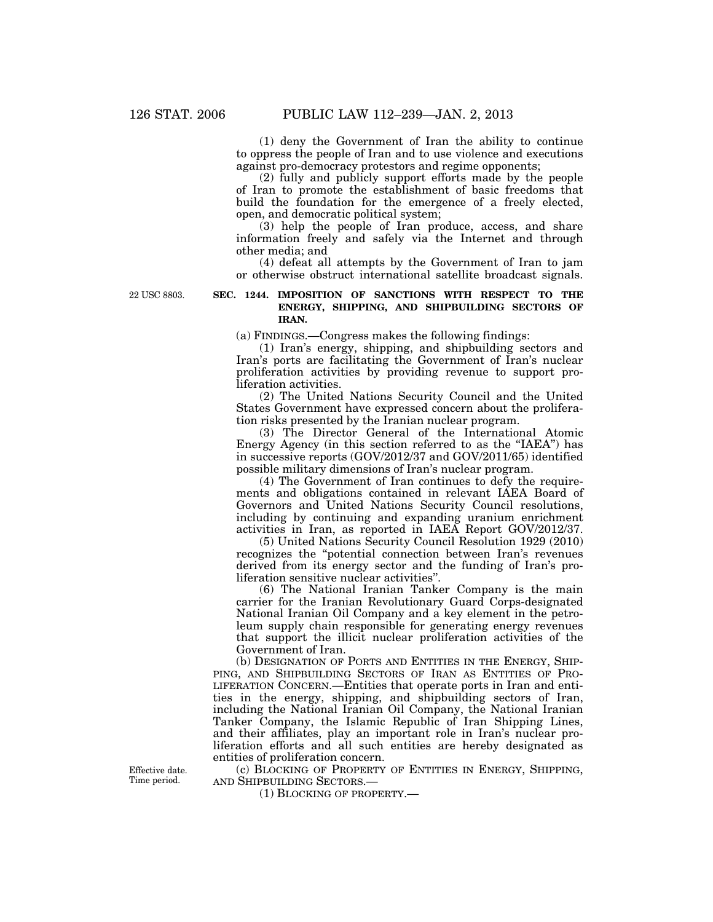(1) deny the Government of Iran the ability to continue to oppress the people of Iran and to use violence and executions against pro-democracy protestors and regime opponents;

(2) fully and publicly support efforts made by the people of Iran to promote the establishment of basic freedoms that build the foundation for the emergence of a freely elected, open, and democratic political system;

(3) help the people of Iran produce, access, and share information freely and safely via the Internet and through other media; and

(4) defeat all attempts by the Government of Iran to jam or otherwise obstruct international satellite broadcast signals.

22 USC 8803.

**SEC. 1244. IMPOSITION OF SANCTIONS WITH RESPECT TO THE ENERGY, SHIPPING, AND SHIPBUILDING SECTORS OF IRAN.**

(a) FINDINGS.—Congress makes the following findings:

(1) Iran's energy, shipping, and shipbuilding sectors and Iran's ports are facilitating the Government of Iran's nuclear proliferation activities by providing revenue to support proliferation activities.

(2) The United Nations Security Council and the United States Government have expressed concern about the proliferation risks presented by the Iranian nuclear program.

(3) The Director General of the International Atomic Energy Agency (in this section referred to as the "IAEA") has in successive reports (GOV/2012/37 and GOV/2011/65) identified possible military dimensions of Iran's nuclear program.

(4) The Government of Iran continues to defy the requirements and obligations contained in relevant IAEA Board of Governors and United Nations Security Council resolutions, including by continuing and expanding uranium enrichment activities in Iran, as reported in IAEA Report GOV/2012/37.

(5) United Nations Security Council Resolution 1929 (2010) recognizes the "potential connection between Iran's revenues derived from its energy sector and the funding of Iran's proliferation sensitive nuclear activities".

(6) The National Iranian Tanker Company is the main carrier for the Iranian Revolutionary Guard Corps-designated National Iranian Oil Company and a key element in the petroleum supply chain responsible for generating energy revenues that support the illicit nuclear proliferation activities of the Government of Iran.

(b) DESIGNATION OF PORTS AND ENTITIES IN THE ENERGY, SHIPPING, AND SHIPBUILDING SECTORS OF IRAN AS ENTITIES OF PROLIFERATION CONCERN.—Entities that operate ports in Iran and entities in the energy, shipping, and shipbuilding sectors of Iran, including the National Iranian Oil Company, the National Iranian Tanker Company, the Islamic Republic of Iran Shipping Lines, and their affiliates, play an important role in Iran's nuclear proliferation efforts and all such entities are hereby designated as entities of proliferation concern.

Effective date. Time period.

(c) BLOCKING OF PROPERTY OF ENTITIES IN ENERGY, SHIPPING, AND SHIPBUILDING SECTORS.—

(1) BLOCKING OF PROPERTY.—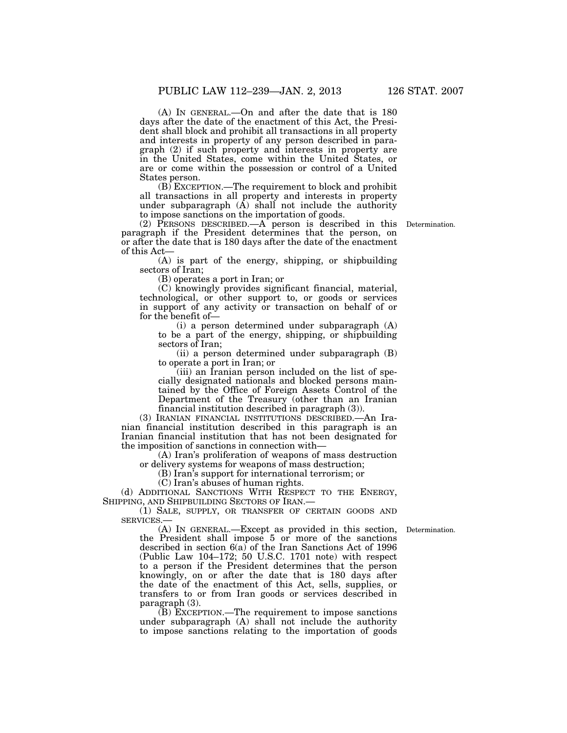(A) IN GENERAL.—On and after the date that is 180 days after the date of the enactment of this Act, the President shall block and prohibit all transactions in all property and interests in property of any person described in paragraph (2) if such property and interests in property are in the United States, come within the United States, or are or come within the possession or control of a United States person.

(B) EXCEPTION.—The requirement to block and prohibit all transactions in all property and interests in property under subparagraph (A) shall not include the authority to impose sanctions on the importation of goods.

(2) PERSONS DESCRIBED.—A person is described in this paragraph if the President determines that the person, on or after the date that is 180 days after the date of the enactment of this Act—

Determination.

(A) is part of the energy, shipping, or shipbuilding sectors of Iran;

(B) operates a port in Iran; or

(C) knowingly provides significant financial, material, technological, or other support to, or goods or services in support of any activity or transaction on behalf of or for the benefit of—

(i) a person determined under subparagraph (A) to be a part of the energy, shipping, or shipbuilding sectors of Iran;

(ii) a person determined under subparagraph (B) to operate a port in Iran; or

(iii) an Iranian person included on the list of specially designated nationals and blocked persons maintained by the Office of Foreign Assets Control of the Department of the Treasury (other than an Iranian financial institution described in paragraph (3)).

(3) IRANIAN FINANCIAL INSTITUTIONS DESCRIBED.—An Iranian financial institution described in this paragraph is an Iranian financial institution that has not been designated for the imposition of sanctions in connection with—

(A) Iran's proliferation of weapons of mass destruction or delivery systems for weapons of mass destruction;

(B) Iran's support for international terrorism; or

(C) Iran's abuses of human rights.

(d) ADDITIONAL SANCTIONS WITH RESPECT TO THE ENERGY, SHIPPING, AND SHIPBUILDING SECTORS OF IRAN.—

(1) SALE, SUPPLY, OR TRANSFER OF CERTAIN GOODS AND SERVICES.—

Determination.

(A) IN GENERAL.—Except as provided in this section, the President shall impose 5 or more of the sanctions described in section 6(a) of the Iran Sanctions Act of 1996 (Public Law 104–172; 50 U.S.C. 1701 note) with respect to a person if the President determines that the person knowingly, on or after the date that is 180 days after the date of the enactment of this Act, sells, supplies, or transfers to or from Iran goods or services described in paragraph (3).

(B) EXCEPTION.—The requirement to impose sanctions under subparagraph (A) shall not include the authority to impose sanctions relating to the importation of goods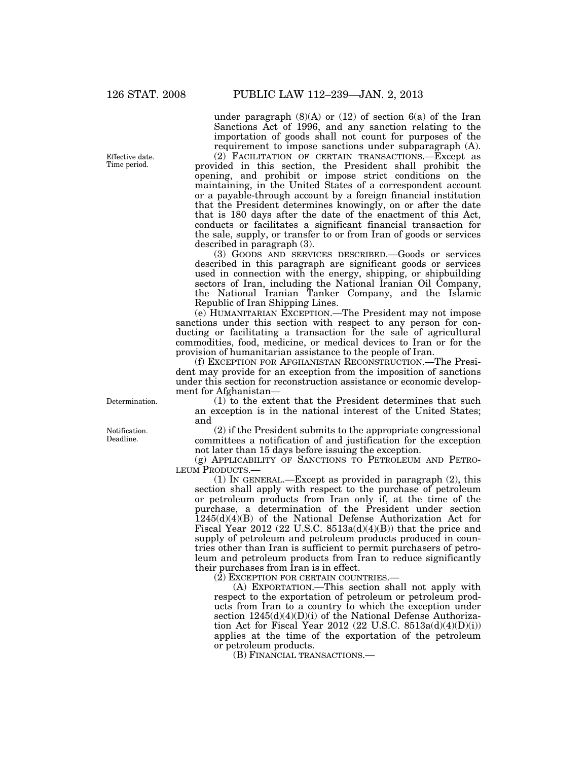under paragraph (8)(A) or (12) of section 6(a) of the Iran Sanctions Act of 1996, and any sanction relating to the importation of goods shall not count for purposes of the requirement to impose sanctions under subparagraph (A).

Effective date. Time period.

(2) FACILITATION OF CERTAIN TRANSACTIONS.—Except as provided in this section, the President shall prohibit the opening, and prohibit or impose strict conditions on the maintaining, in the United States of a correspondent account or a payable-through account by a foreign financial institution that the President determines knowingly, on or after the date that is 180 days after the date of the enactment of this Act, conducts or facilitates a significant financial transaction for the sale, supply, or transfer to or from Iran of goods or services described in paragraph (3).

(3) GOODS AND SERVICES DESCRIBED.—Goods or services described in this paragraph are significant goods or services used in connection with the energy, shipping, or shipbuilding sectors of Iran, including the National Iranian Oil Company, the National Iranian Tanker Company, and the Islamic Republic of Iran Shipping Lines.

(e) HUMANITARIAN EXCEPTION.—The President may not impose sanctions under this section with respect to any person for conducting or facilitating a transaction for the sale of agricultural commodities, food, medicine, or medical devices to Iran or for the provision of humanitarian assistance to the people of Iran.

(f) EXCEPTION FOR AFGHANISTAN RECONSTRUCTION.—The President may provide for an exception from the imposition of sanctions under this section for reconstruction assistance or economic development for Afghanistan—

Determination.

(1) to the extent that the President determines that such an exception is in the national interest of the United States; and

Notification. Deadline.

(2) if the President submits to the appropriate congressional committees a notification of and justification for the exception not later than 15 days before issuing the exception.

(g) APPLICABILITY OF SANCTIONS TO PETROLEUM AND PETROLEUM PRODUCTS.—

(1) IN GENERAL.—Except as provided in paragraph (2), this section shall apply with respect to the purchase of petroleum or petroleum products from Iran only if, at the time of the purchase, a determination of the President under section 1245(d)(4)(B) of the National Defense Authorization Act for Fiscal Year 2012 (22 U.S.C. 8513a(d)(4)(B)) that the price and supply of petroleum and petroleum products produced in countries other than Iran is sufficient to permit purchasers of petroleum and petroleum products from Iran to reduce significantly their purchases from Iran is in effect.

(2) EXCEPTION FOR CERTAIN COUNTRIES.—

(A) EXPORTATION.—This section shall not apply with respect to the exportation of petroleum or petroleum products from Iran to a country to which the exception under section 1245(d)(4)(D)(i) of the National Defense Authorization Act for Fiscal Year 2012 (22 U.S.C. 8513a(d)(4)(D)(i)) applies at the time of the exportation of the petroleum or petroleum products.

(B) FINANCIAL TRANSACTIONS.—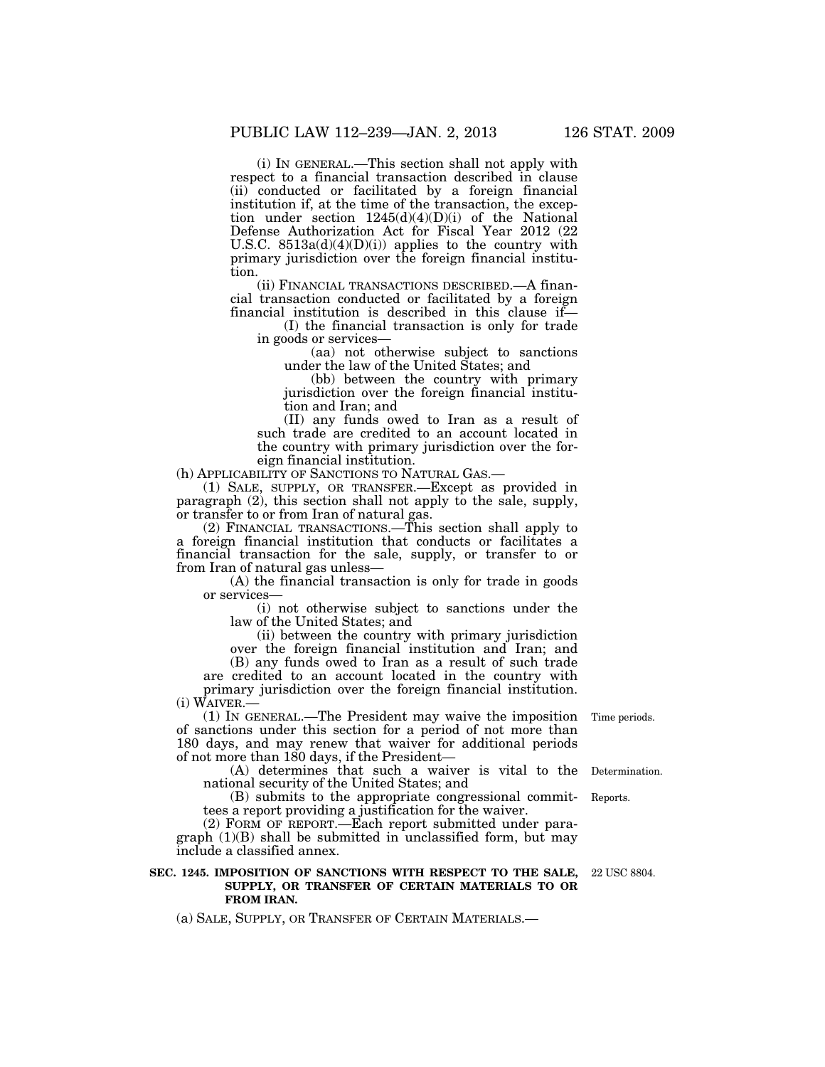(i) IN GENERAL.—This section shall not apply with respect to a financial transaction described in clause (ii) conducted or facilitated by a foreign financial institution if, at the time of the transaction, the exception under section 1245(d)(4)(D)(i) of the National Defense Authorization Act for Fiscal Year 2012 (22 U.S.C. 8513a(d)(4)(D)(i)) applies to the country with primary jurisdiction over the foreign financial institution.

(ii) FINANCIAL TRANSACTIONS DESCRIBED.—A financial transaction conducted or facilitated by a foreign financial institution is described in this clause if—

(I) the financial transaction is only for trade in goods or services—

(aa) not otherwise subject to sanctions under the law of the United States; and

(bb) between the country with primary jurisdiction over the foreign financial institution and Iran; and

(II) any funds owed to Iran as a result of such trade are credited to an account located in the country with primary jurisdiction over the foreign financial institution.

(h) APPLICABILITY OF SANCTIONS TO NATURAL GAS.—

(1) SALE, SUPPLY, OR TRANSFER.—Except as provided in paragraph (2), this section shall not apply to the sale, supply, or transfer to or from Iran of natural gas.

(2) FINANCIAL TRANSACTIONS.—This section shall apply to a foreign financial institution that conducts or facilitates a financial transaction for the sale, supply, or transfer to or from Iran of natural gas unless—

(A) the financial transaction is only for trade in goods or services—

(i) not otherwise subject to sanctions under the law of the United States; and

(ii) between the country with primary jurisdiction over the foreign financial institution and Iran; and

(B) any funds owed to Iran as a result of such trade are credited to an account located in the country with primary jurisdiction over the foreign financial institution.

(i) WAIVER.—

(1) IN GENERAL.—The President may waive the imposition of sanctions under this section for a period of not more than 180 days, and may renew that waiver for additional periods of not more than 180 days, if the President— Time periods.

(A) determines that such a waiver is vital to the national security of the United States; and Determination.

(B) submits to the appropriate congressional committees a report providing a justification for the waiver. Reports.

(2) FORM OF REPORT.—Each report submitted under paragraph (1)(B) shall be submitted in unclassified form, but may include a classified annex.

**SEC. 1245. IMPOSITION OF SANCTIONS WITH RESPECT TO THE SALE, SUPPLY, OR TRANSFER OF CERTAIN MATERIALS TO OR FROM IRAN.** 22 USC 8804.

(a) SALE, SUPPLY, OR TRANSFER OF CERTAIN MATERIALS.—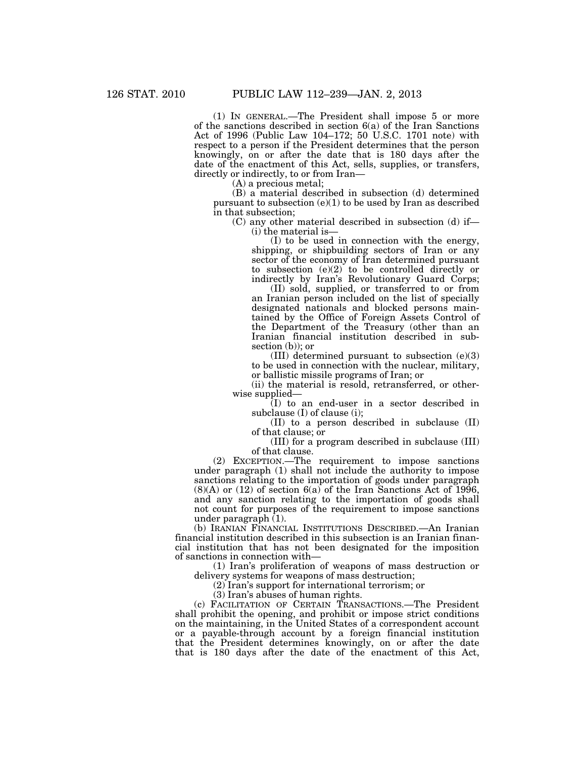(1) IN GENERAL.—The President shall impose 5 or more of the sanctions described in section 6(a) of the Iran Sanctions Act of 1996 (Public Law 104–172; 50 U.S.C. 1701 note) with respect to a person if the President determines that the person knowingly, on or after the date that is 180 days after the date of the enactment of this Act, sells, supplies, or transfers, directly or indirectly, to or from Iran—

(A) a precious metal;

(B) a material described in subsection (d) determined pursuant to subsection (e)(1) to be used by Iran as described in that subsection;

(C) any other material described in subsection (d) if—

(i) the material is—

(I) to be used in connection with the energy, shipping, or shipbuilding sectors of Iran or any sector of the economy of Iran determined pursuant to subsection (e)(2) to be controlled directly or indirectly by Iran's Revolutionary Guard Corps;

(II) sold, supplied, or transferred to or from an Iranian person included on the list of specially designated nationals and blocked persons maintained by the Office of Foreign Assets Control of the Department of the Treasury (other than an Iranian financial institution described in subsection (b)); or

(III) determined pursuant to subsection (e)(3) to be used in connection with the nuclear, military, or ballistic missile programs of Iran; or

(ii) the material is resold, retransferred, or otherwise supplied—

(I) to an end-user in a sector described in subclause (I) of clause (i);

(II) to a person described in subclause (II) of that clause; or

(III) for a program described in subclause (III) of that clause.

(2) EXCEPTION.—The requirement to impose sanctions under paragraph (1) shall not include the authority to impose sanctions relating to the importation of goods under paragraph (8)(A) or (12) of section 6(a) of the Iran Sanctions Act of 1996, and any sanction relating to the importation of goods shall not count for purposes of the requirement to impose sanctions under paragraph (1).

(b) IRANIAN FINANCIAL INSTITUTIONS DESCRIBED.—An Iranian financial institution described in this subsection is an Iranian financial institution that has not been designated for the imposition of sanctions in connection with—

(1) Iran's proliferation of weapons of mass destruction or delivery systems for weapons of mass destruction;

(2) Iran's support for international terrorism; or

(3) Iran's abuses of human rights.

(c) FACILITATION OF CERTAIN TRANSACTIONS.—The President shall prohibit the opening, and prohibit or impose strict conditions on the maintaining, in the United States of a correspondent account or a payable-through account by a foreign financial institution that the President determines knowingly, on or after the date that is 180 days after the date of the enactment of this Act,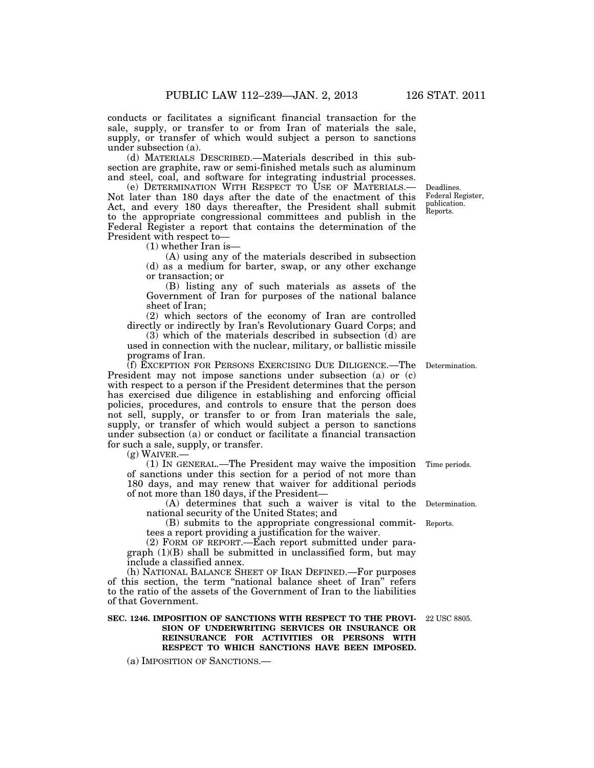conducts or facilitates a significant financial transaction for the sale, supply, or transfer to or from Iran of materials the sale, supply, or transfer of which would subject a person to sanctions under subsection (a).

(d) MATERIALS DESCRIBED.—Materials described in this subsection are graphite, raw or semi-finished metals such as aluminum and steel, coal, and software for integrating industrial processes.

(e) DETERMINATION WITH RESPECT TO USE OF MATERIALS.—Not later than 180 days after the date of the enactment of this Act, and every 180 days thereafter, the President shall submit to the appropriate congressional committees and publish in the Federal Register a report that contains the determination of the President with respect to—

Deadlines. Federal Register, publication. Reports.

(1) whether Iran is—

(A) using any of the materials described in subsection (d) as a medium for barter, swap, or any other exchange or transaction; or

(B) listing any of such materials as assets of the Government of Iran for purposes of the national balance sheet of Iran;

(2) which sectors of the economy of Iran are controlled directly or indirectly by Iran's Revolutionary Guard Corps; and

(3) which of the materials described in subsection (d) are used in connection with the nuclear, military, or ballistic missile programs of Iran.

(f) EXCEPTION FOR PERSONS EXERCISING DUE DILIGENCE.—The President may not impose sanctions under subsection (a) or (c) with respect to a person if the President determines that the person has exercised due diligence in establishing and enforcing official policies, procedures, and controls to ensure that the person does not sell, supply, or transfer to or from Iran materials the sale, supply, or transfer of which would subject a person to sanctions under subsection (a) or conduct or facilitate a financial transaction for such a sale, supply, or transfer.

Determination.

(g) WAIVER.—

(1) IN GENERAL.—The President may waive the imposition of sanctions under this section for a period of not more than 180 days, and may renew that waiver for additional periods of not more than 180 days, if the President—

Time periods.

(A) determines that such a waiver is vital to the national security of the United States; and

Determination.

(B) submits to the appropriate congressional committees a report providing a justification for the waiver.

Reports.

(2) FORM OF REPORT.—Each report submitted under paragraph (1)(B) shall be submitted in unclassified form, but may include a classified annex.

(h) NATIONAL BALANCE SHEET OF IRAN DEFINED.—For purposes of this section, the term "national balance sheet of Iran" refers to the ratio of the assets of the Government of Iran to the liabilities of that Government.

**SEC. 1246. IMPOSITION OF SANCTIONS WITH RESPECT TO THE PROVISION OF UNDERWRITING SERVICES OR INSURANCE OR REINSURANCE FOR ACTIVITIES OR PERSONS WITH RESPECT TO WHICH SANCTIONS HAVE BEEN IMPOSED.**

22 USC 8805.

(a) IMPOSITION OF SANCTIONS.—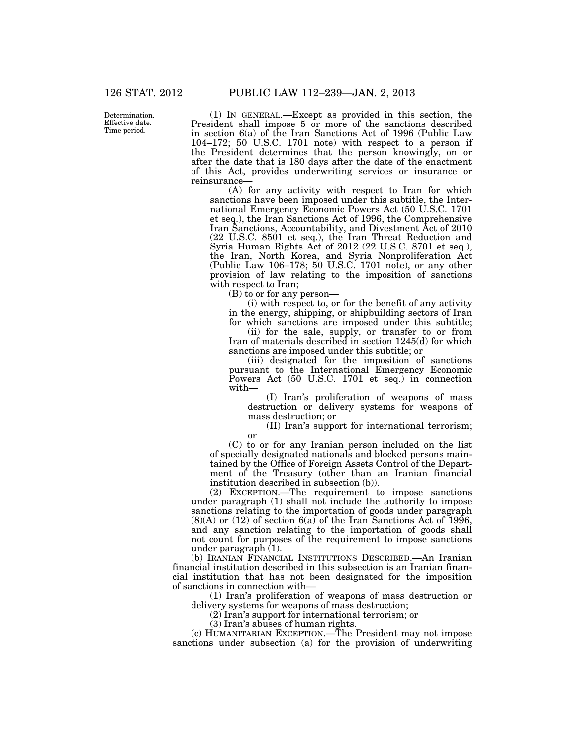Determination. Effective date. Time period.

(1) IN GENERAL.—Except as provided in this section, the President shall impose 5 or more of the sanctions described in section 6(a) of the Iran Sanctions Act of 1996 (Public Law 104–172; 50 U.S.C. 1701 note) with respect to a person if the President determines that the person knowingly, on or after the date that is 180 days after the date of the enactment of this Act, provides underwriting services or insurance or reinsurance—

(A) for any activity with respect to Iran for which sanctions have been imposed under this subtitle, the International Emergency Economic Powers Act (50 U.S.C. 1701 et seq.), the Iran Sanctions Act of 1996, the Comprehensive Iran Sanctions, Accountability, and Divestment Act of 2010 (22 U.S.C. 8501 et seq.), the Iran Threat Reduction and Syria Human Rights Act of 2012 (22 U.S.C. 8701 et seq.), the Iran, North Korea, and Syria Nonproliferation Act (Public Law 106–178; 50 U.S.C. 1701 note), or any other provision of law relating to the imposition of sanctions with respect to Iran;

(B) to or for any person—

(i) with respect to, or for the benefit of any activity in the energy, shipping, or shipbuilding sectors of Iran for which sanctions are imposed under this subtitle;

(ii) for the sale, supply, or transfer to or from Iran of materials described in section 1245(d) for which sanctions are imposed under this subtitle; or

(iii) designated for the imposition of sanctions pursuant to the International Emergency Economic Powers Act (50 U.S.C. 1701 et seq.) in connection with—

(I) Iran's proliferation of weapons of mass destruction or delivery systems for weapons of mass destruction; or

(II) Iran's support for international terrorism; or

(C) to or for any Iranian person included on the list of specially designated nationals and blocked persons maintained by the Office of Foreign Assets Control of the Department of the Treasury (other than an Iranian financial institution described in subsection (b)).

(2) EXCEPTION.—The requirement to impose sanctions under paragraph (1) shall not include the authority to impose sanctions relating to the importation of goods under paragraph (8)(A) or (12) of section 6(a) of the Iran Sanctions Act of 1996, and any sanction relating to the importation of goods shall not count for purposes of the requirement to impose sanctions under paragraph (1).

(b) IRANIAN FINANCIAL INSTITUTIONS DESCRIBED.—An Iranian financial institution described in this subsection is an Iranian financial institution that has not been designated for the imposition of sanctions in connection with—

(1) Iran's proliferation of weapons of mass destruction or delivery systems for weapons of mass destruction;

(2) Iran's support for international terrorism; or

(3) Iran's abuses of human rights.

(c) HUMANITARIAN EXCEPTION.—The President may not impose sanctions under subsection (a) for the provision of underwriting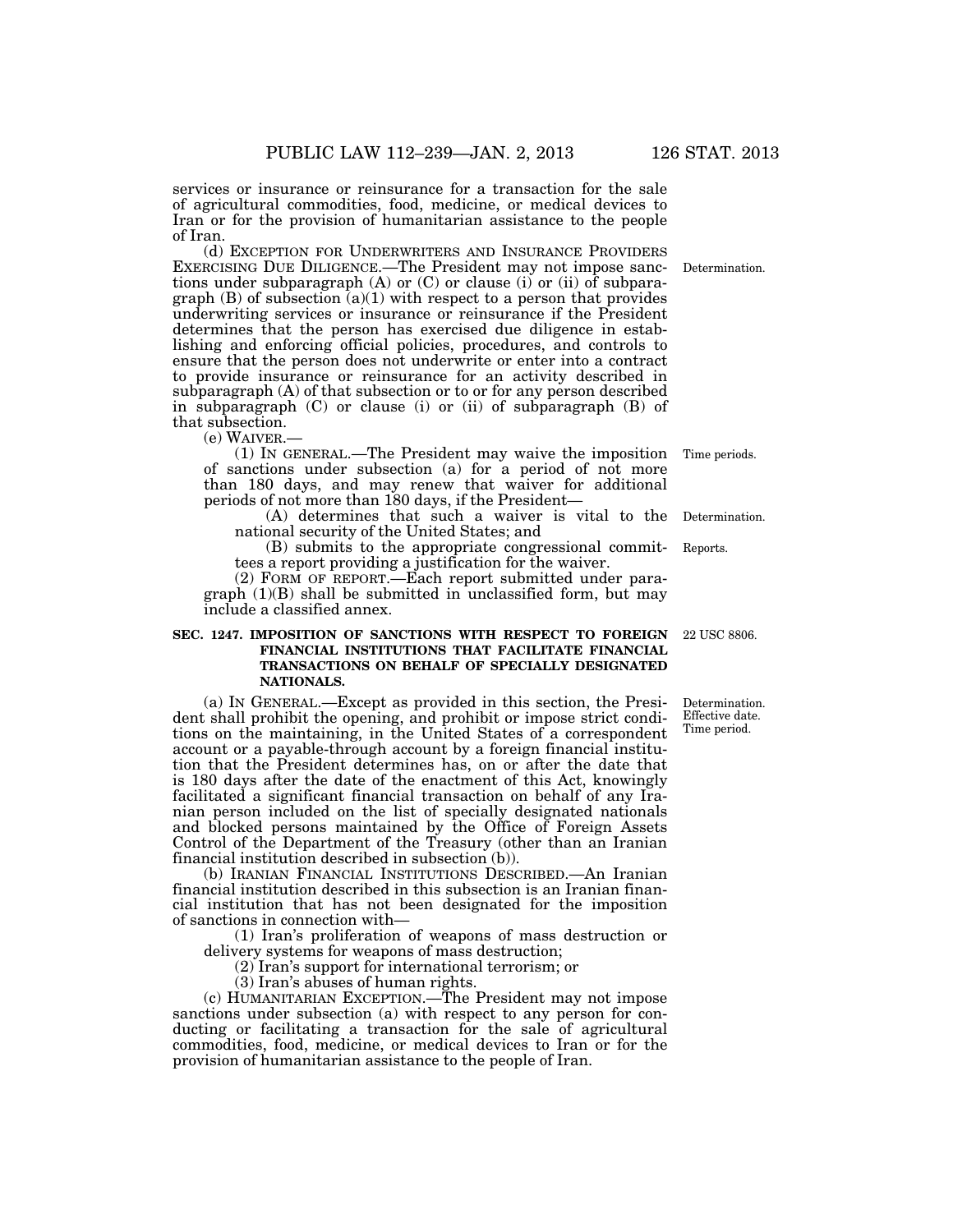services or insurance or reinsurance for a transaction for the sale of agricultural commodities, food, medicine, or medical devices to Iran or for the provision of humanitarian assistance to the people of Iran.

(d) EXCEPTION FOR UNDERWRITERS AND INSURANCE PROVIDERS EXERCISING DUE DILIGENCE.—The President may not impose sanctions under subparagraph (A) or (C) or clause (i) or (ii) of subparagraph (B) of subsection (a)(1) with respect to a person that provides underwriting services or insurance or reinsurance if the President determines that the person has exercised due diligence in establishing and enforcing official policies, procedures, and controls to ensure that the person does not underwrite or enter into a contract to provide insurance or reinsurance for an activity described in subparagraph (A) of that subsection or to or for any person described in subparagraph (C) or clause (i) or (ii) of subparagraph (B) of that subsection.

Determination.

(e) WAIVER.—

(1) IN GENERAL.—The President may waive the imposition of sanctions under subsection (a) for a period of not more than 180 days, and may renew that waiver for additional periods of not more than 180 days, if the President—

Time periods.

(A) determines that such a waiver is vital to the national security of the United States; and

Determination.

(B) submits to the appropriate congressional committees a report providing a justification for the waiver.

Reports.

(2) FORM OF REPORT.—Each report submitted under paragraph (1)(B) shall be submitted in unclassified form, but may include a classified annex.

## SEC. 1247. IMPOSITION OF SANCTIONS WITH RESPECT TO FOREIGN FINANCIAL INSTITUTIONS THAT FACILITATE FINANCIAL TRANSACTIONS ON BEHALF OF SPECIALLY DESIGNATED NATIONALS.

22 USC 8806.

(a) IN GENERAL.—Except as provided in this section, the President shall prohibit the opening, and prohibit or impose strict conditions on the maintaining, in the United States of a correspondent account or a payable-through account by a foreign financial institution that the President determines has, on or after the date that is 180 days after the date of the enactment of this Act, knowingly facilitated a significant financial transaction on behalf of any Iranian person included on the list of specially designated nationals and blocked persons maintained by the Office of Foreign Assets Control of the Department of the Treasury (other than an Iranian financial institution described in subsection (b)).

Determination.
Effective date.
Time period.

(b) IRANIAN FINANCIAL INSTITUTIONS DESCRIBED.—An Iranian financial institution described in this subsection is an Iranian financial institution that has not been designated for the imposition of sanctions in connection with—

(1) Iran's proliferation of weapons of mass destruction or delivery systems for weapons of mass destruction;

(2) Iran's support for international terrorism; or

(3) Iran's abuses of human rights.

(c) HUMANITARIAN EXCEPTION.—The President may not impose sanctions under subsection (a) with respect to any person for conducting or facilitating a transaction for the sale of agricultural commodities, food, medicine, or medical devices to Iran or for the provision of humanitarian assistance to the people of Iran.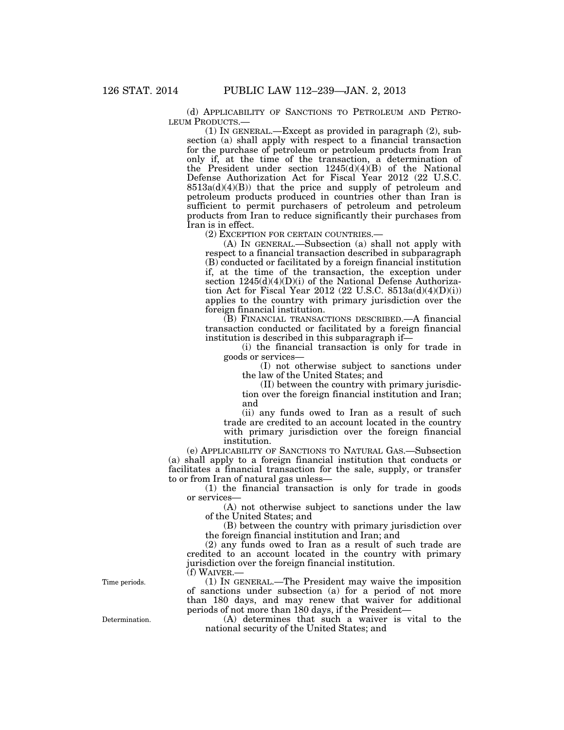(d) APPLICABILITY OF SANCTIONS TO PETROLEUM AND PETROLEUM PRODUCTS.—

(1) IN GENERAL.—Except as provided in paragraph (2), subsection (a) shall apply with respect to a financial transaction for the purchase of petroleum or petroleum products from Iran only if, at the time of the transaction, a determination of the President under section 1245(d)(4)(B) of the National Defense Authorization Act for Fiscal Year 2012 (22 U.S.C. 8513a(d)(4)(B)) that the price and supply of petroleum and petroleum products produced in countries other than Iran is sufficient to permit purchasers of petroleum and petroleum products from Iran to reduce significantly their purchases from Iran is in effect.

(2) EXCEPTION FOR CERTAIN COUNTRIES.—

(A) IN GENERAL.—Subsection (a) shall not apply with respect to a financial transaction described in subparagraph (B) conducted or facilitated by a foreign financial institution if, at the time of the transaction, the exception under section 1245(d)(4)(D)(i) of the National Defense Authorization Act for Fiscal Year 2012 (22 U.S.C. 8513a(d)(4)(D)(i)) applies to the country with primary jurisdiction over the foreign financial institution.

(B) FINANCIAL TRANSACTIONS DESCRIBED.—A financial transaction conducted or facilitated by a foreign financial institution is described in this subparagraph if—

(i) the financial transaction is only for trade in goods or services—

(I) not otherwise subject to sanctions under the law of the United States; and

(II) between the country with primary jurisdiction over the foreign financial institution and Iran; and

(ii) any funds owed to Iran as a result of such trade are credited to an account located in the country with primary jurisdiction over the foreign financial institution.

(e) APPLICABILITY OF SANCTIONS TO NATURAL GAS.—Subsection (a) shall apply to a foreign financial institution that conducts or facilitates a financial transaction for the sale, supply, or transfer to or from Iran of natural gas unless—

(1) the financial transaction is only for trade in goods or services—

(A) not otherwise subject to sanctions under the law of the United States; and

(B) between the country with primary jurisdiction over the foreign financial institution and Iran; and

(2) any funds owed to Iran as a result of such trade are credited to an account located in the country with primary jurisdiction over the foreign financial institution.

(f) WAIVER.—

Time periods.

(1) IN GENERAL.—The President may waive the imposition of sanctions under subsection (a) for a period of not more than 180 days, and may renew that waiver for additional periods of not more than 180 days, if the President—

Determination.

(A) determines that such a waiver is vital to the national security of the United States; and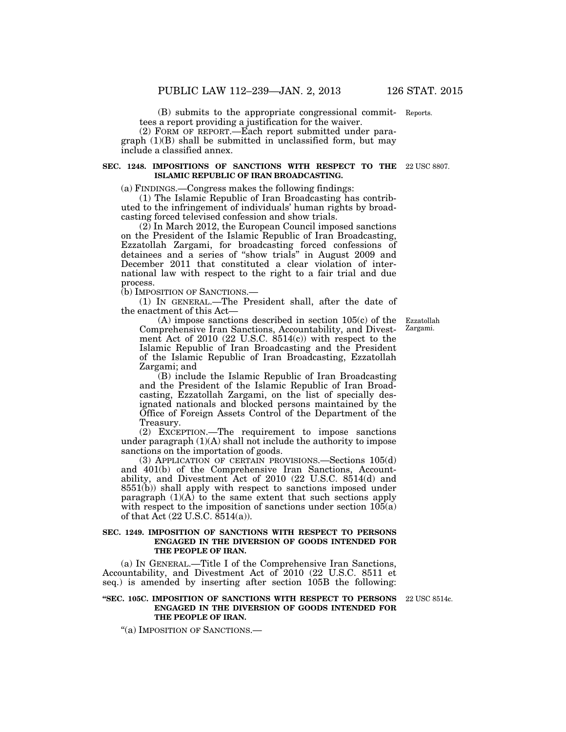(B) submits to the appropriate congressional committees a report providing a justification for the waiver.

(2) FORM OF REPORT.—Each report submitted under paragraph (1)(B) shall be submitted in unclassified form, but may include a classified annex.

**SEC. 1248. IMPOSITIONS OF SANCTIONS WITH RESPECT TO THE ISLAMIC REPUBLIC OF IRAN BROADCASTING.**

(a) FINDINGS.—Congress makes the following findings:

(1) The Islamic Republic of Iran Broadcasting has contributed to the infringement of individuals' human rights by broadcasting forced televised confession and show trials.

(2) In March 2012, the European Council imposed sanctions on the President of the Islamic Republic of Iran Broadcasting, Ezzatollah Zargami, for broadcasting forced confessions of detainees and a series of "show trials" in August 2009 and December 2011 that constituted a clear violation of international law with respect to the right to a fair trial and due process.

(b) IMPOSITION OF SANCTIONS.—

(1) IN GENERAL.—The President shall, after the date of the enactment of this Act—

(A) impose sanctions described in section 105(c) of the Comprehensive Iran Sanctions, Accountability, and Divestment Act of 2010 (22 U.S.C. 8514(c)) with respect to the Islamic Republic of Iran Broadcasting and the President of the Islamic Republic of Iran Broadcasting, Ezzatollah Zargami; and

(B) include the Islamic Republic of Iran Broadcasting and the President of the Islamic Republic of Iran Broadcasting, Ezzatollah Zargami, on the list of specially designated nationals and blocked persons maintained by the Office of Foreign Assets Control of the Department of the Treasury.

(2) EXCEPTION.—The requirement to impose sanctions under paragraph (1)(A) shall not include the authority to impose sanctions on the importation of goods.

(3) APPLICATION OF CERTAIN PROVISIONS.—Sections 105(d) and 401(b) of the Comprehensive Iran Sanctions, Accountability, and Divestment Act of 2010 (22 U.S.C. 8514(d) and 8551(b)) shall apply with respect to sanctions imposed under paragraph (1)(A) to the same extent that such sections apply with respect to the imposition of sanctions under section 105(a) of that Act (22 U.S.C. 8514(a)).

**SEC. 1249. IMPOSITION OF SANCTIONS WITH RESPECT TO PERSONS ENGAGED IN THE DIVERSION OF GOODS INTENDED FOR THE PEOPLE OF IRAN.**

(a) IN GENERAL.—Title I of the Comprehensive Iran Sanctions, Accountability, and Divestment Act of 2010 (22 U.S.C. 8511 et seq.) is amended by inserting after section 105B the following:

**"SEC. 105C. IMPOSITION OF SANCTIONS WITH RESPECT TO PERSONS ENGAGED IN THE DIVERSION OF GOODS INTENDED FOR THE PEOPLE OF IRAN.**

"(a) IMPOSITION OF SANCTIONS.—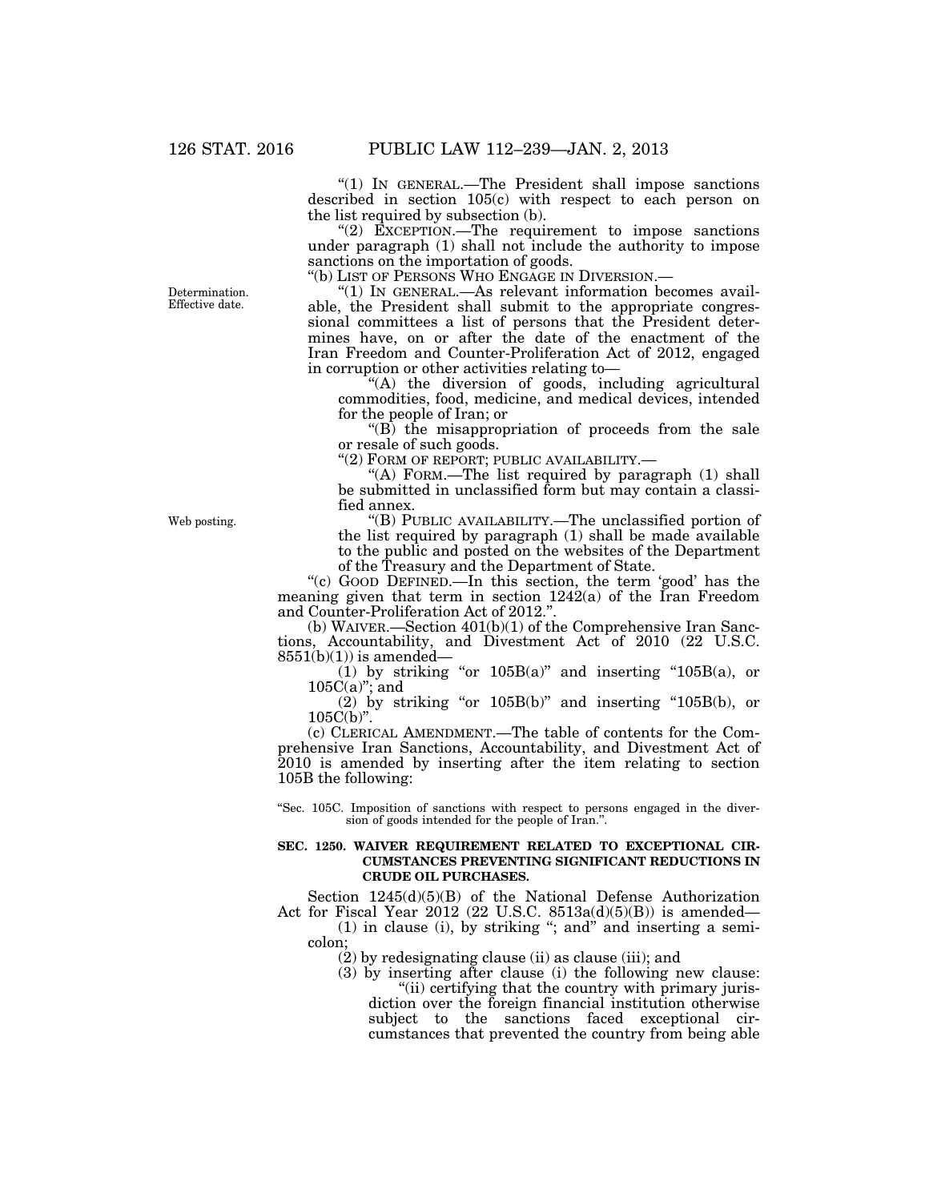"(1) IN GENERAL.—The President shall impose sanctions described in section 105(c) with respect to each person on the list required by subsection (b).

"(2) EXCEPTION.—The requirement to impose sanctions under paragraph (1) shall not include the authority to impose sanctions on the importation of goods.

"(b) LIST OF PERSONS WHO ENGAGE IN DIVERSION.—

Determination. Effective date.

"(1) IN GENERAL.—As relevant information becomes available, the President shall submit to the appropriate congressional committees a list of persons that the President determines have, on or after the date of the enactment of the Iran Freedom and Counter-Proliferation Act of 2012, engaged in corruption or other activities relating to—

"(A) the diversion of goods, including agricultural commodities, food, medicine, and medical devices, intended for the people of Iran; or

"(B) the misappropriation of proceeds from the sale or resale of such goods.

"(2) FORM OF REPORT; PUBLIC AVAILABILITY.—

"(A) FORM.—The list required by paragraph (1) shall be submitted in unclassified form but may contain a classified annex.

Web posting.

"(B) PUBLIC AVAILABILITY.—The unclassified portion of the list required by paragraph (1) shall be made available to the public and posted on the websites of the Department of the Treasury and the Department of State.

"(c) GOOD DEFINED.—In this section, the term 'good' has the meaning given that term in section 1242(a) of the Iran Freedom and Counter-Proliferation Act of 2012.".

(b) WAIVER.—Section 401(b)(1) of the Comprehensive Iran Sanctions, Accountability, and Divestment Act of 2010 (22 U.S.C. 8551(b)(1)) is amended—

(1) by striking "or 105B(a)" and inserting "105B(a), or 105C(a)"; and

(2) by striking "or 105B(b)" and inserting "105B(b), or 105C(b)".

(c) CLERICAL AMENDMENT.—The table of contents for the Comprehensive Iran Sanctions, Accountability, and Divestment Act of 2010 is amended by inserting after the item relating to section 105B the following:

"Sec. 105C. Imposition of sanctions with respect to persons engaged in the diversion of goods intended for the people of Iran.".

**SEC. 1250. WAIVER REQUIREMENT RELATED TO EXCEPTIONAL CIRCUMSTANCES PREVENTING SIGNIFICANT REDUCTIONS IN CRUDE OIL PURCHASES.**

Section 1245(d)(5)(B) of the National Defense Authorization Act for Fiscal Year 2012 (22 U.S.C. 8513a(d)(5)(B)) is amended—

(1) in clause (i), by striking "; and" and inserting a semicolon;

(2) by redesignating clause (ii) as clause (iii); and

(3) by inserting after clause (i) the following new clause:

"(ii) certifying that the country with primary jurisdiction over the foreign financial institution otherwise subject to the sanctions faced exceptional circumstances that prevented the country from being able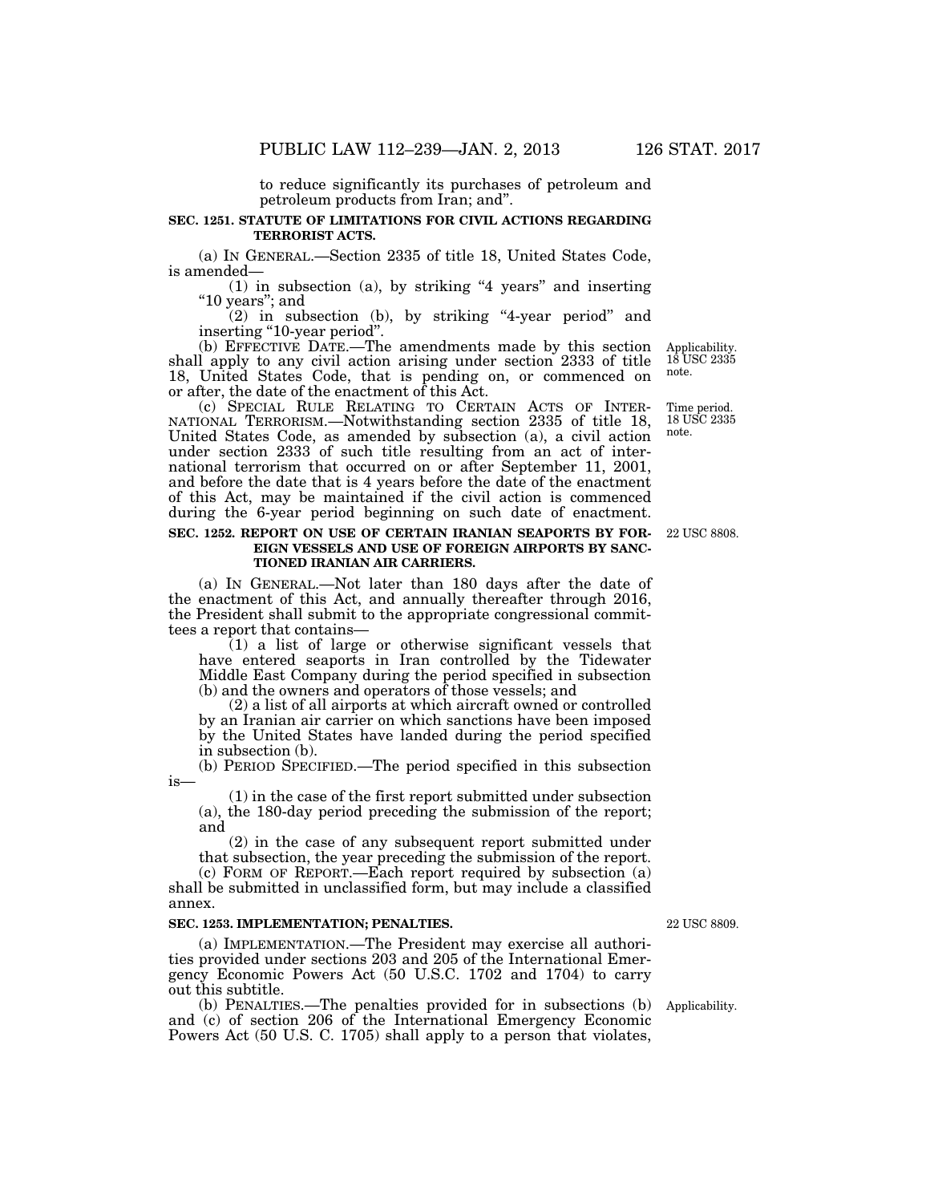to reduce significantly its purchases of petroleum and petroleum products from Iran; and".

**SEC. 1251. STATUTE OF LIMITATIONS FOR CIVIL ACTIONS REGARDING TERRORIST ACTS.**

(a) IN GENERAL.—Section 2335 of title 18, United States Code, is amended—

(1) in subsection (a), by striking "4 years" and inserting "10 years"; and

(2) in subsection (b), by striking "4-year period" and inserting "10-year period".

(b) EFFECTIVE DATE.—The amendments made by this section shall apply to any civil action arising under section 2333 of title 18, United States Code, that is pending on, or commenced on or after, the date of the enactment of this Act.

Applicability. 18 USC 2335 note.

(c) SPECIAL RULE RELATING TO CERTAIN ACTS OF INTERNATIONAL TERRORISM.—Notwithstanding section 2335 of title 18, United States Code, as amended by subsection (a), a civil action under section 2333 of such title resulting from an act of international terrorism that occurred on or after September 11, 2001, and before the date that is 4 years before the date of the enactment of this Act, may be maintained if the civil action is commenced during the 6-year period beginning on such date of enactment.

Time period. 18 USC 2335 note.

**SEC. 1252. REPORT ON USE OF CERTAIN IRANIAN SEAPORTS BY FOREIGN VESSELS AND USE OF FOREIGN AIRPORTS BY SANCTIONED IRANIAN AIR CARRIERS.**

22 USC 8808.

(a) IN GENERAL.—Not later than 180 days after the date of the enactment of this Act, and annually thereafter through 2016, the President shall submit to the appropriate congressional committees a report that contains—

(1) a list of large or otherwise significant vessels that have entered seaports in Iran controlled by the Tidewater Middle East Company during the period specified in subsection (b) and the owners and operators of those vessels; and

(2) a list of all airports at which aircraft owned or controlled by an Iranian air carrier on which sanctions have been imposed by the United States have landed during the period specified in subsection (b).

(b) PERIOD SPECIFIED.—The period specified in this subsection is—

(1) in the case of the first report submitted under subsection (a), the 180-day period preceding the submission of the report; and

(2) in the case of any subsequent report submitted under that subsection, the year preceding the submission of the report.

(c) FORM OF REPORT.—Each report required by subsection (a) shall be submitted in unclassified form, but may include a classified annex.

**SEC. 1253. IMPLEMENTATION; PENALTIES.**

22 USC 8809.

(a) IMPLEMENTATION.—The President may exercise all authorities provided under sections 203 and 205 of the International Emergency Economic Powers Act (50 U.S.C. 1702 and 1704) to carry out this subtitle.

(b) PENALTIES.—The penalties provided for in subsections (b) and (c) of section 206 of the International Emergency Economic Powers Act (50 U.S. C. 1705) shall apply to a person that violates,

Applicability.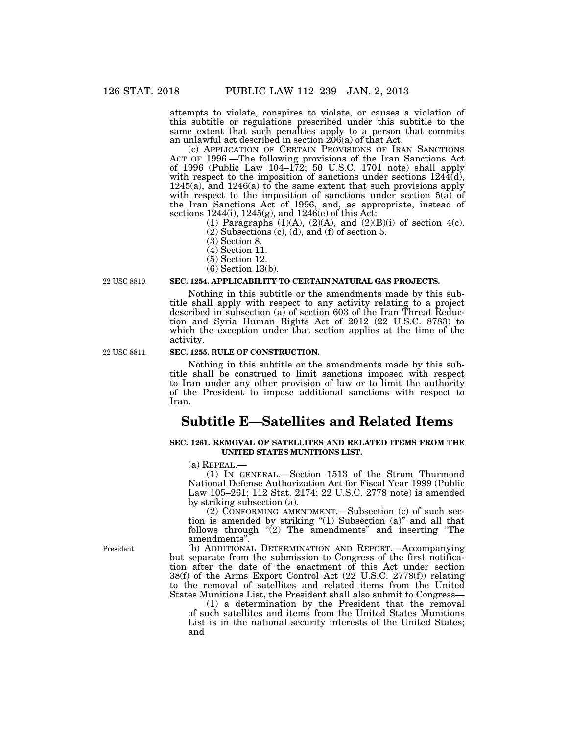attempts to violate, conspires to violate, or causes a violation of this subtitle or regulations prescribed under this subtitle to the same extent that such penalties apply to a person that commits an unlawful act described in section 206(a) of that Act.

(c) APPLICATION OF CERTAIN PROVISIONS OF IRAN SANCTIONS ACT OF 1996.—The following provisions of the Iran Sanctions Act of 1996 (Public Law 104–172; 50 U.S.C. 1701 note) shall apply with respect to the imposition of sanctions under sections 1244(d), 1245(a), and 1246(a) to the same extent that such provisions apply with respect to the imposition of sanctions under section 5(a) of the Iran Sanctions Act of 1996, and, as appropriate, instead of sections 1244(i), 1245(g), and 1246(e) of this Act:

(1) Paragraphs (1)(A), (2)(A), and (2)(B)(i) of section 4(c).
(2) Subsections (c), (d), and (f) of section 5.
(3) Section 8.
(4) Section 11.
(5) Section 12.
(6) Section 13(b).

22 USC 8810.

**SEC. 1254. APPLICABILITY TO CERTAIN NATURAL GAS PROJECTS.**

Nothing in this subtitle or the amendments made by this subtitle shall apply with respect to any activity relating to a project described in subsection (a) of section 603 of the Iran Threat Reduction and Syria Human Rights Act of 2012 (22 U.S.C. 8783) to which the exception under that section applies at the time of the activity.

22 USC 8811.

**SEC. 1255. RULE OF CONSTRUCTION.**

Nothing in this subtitle or the amendments made by this subtitle shall be construed to limit sanctions imposed with respect to Iran under any other provision of law or to limit the authority of the President to impose additional sanctions with respect to Iran.

## Subtitle E—Satellites and Related Items

**SEC. 1261. REMOVAL OF SATELLITES AND RELATED ITEMS FROM THE UNITED STATES MUNITIONS LIST.**

(a) REPEAL.—

(1) IN GENERAL.—Section 1513 of the Strom Thurmond National Defense Authorization Act for Fiscal Year 1999 (Public Law 105–261; 112 Stat. 2174; 22 U.S.C. 2778 note) is amended by striking subsection (a).

(2) CONFORMING AMENDMENT.—Subsection (c) of such section is amended by striking "(1) Subsection (a)" and all that follows through "(2) The amendments" and inserting "The amendments".

President.

(b) ADDITIONAL DETERMINATION AND REPORT.—Accompanying but separate from the submission to Congress of the first notification after the date of the enactment of this Act under section 38(f) of the Arms Export Control Act (22 U.S.C. 2778(f)) relating to the removal of satellites and related items from the United States Munitions List, the President shall also submit to Congress—

(1) a determination by the President that the removal of such satellites and items from the United States Munitions List is in the national security interests of the United States; and